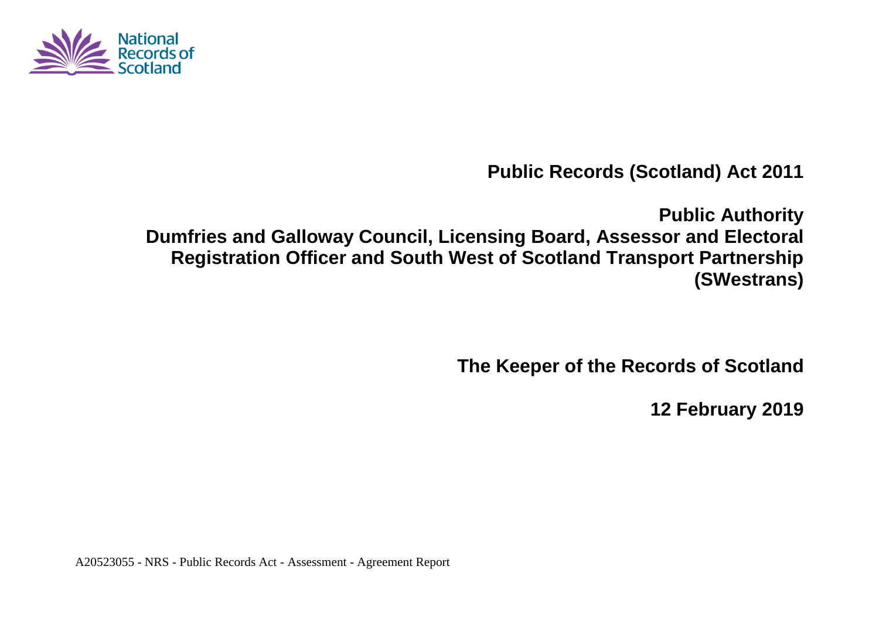**Public Records (Scotland) Act 2011**

**Public Authority**
**Dumfries and Galloway Council, Licensing Board, Assessor and Electoral Registration Officer and South West of Scotland Transport Partnership (SWestrans)**

**The Keeper of the Records of Scotland**

**12 February 2019**

A20523055 - NRS - Public Records Act - Assessment - Agreement Report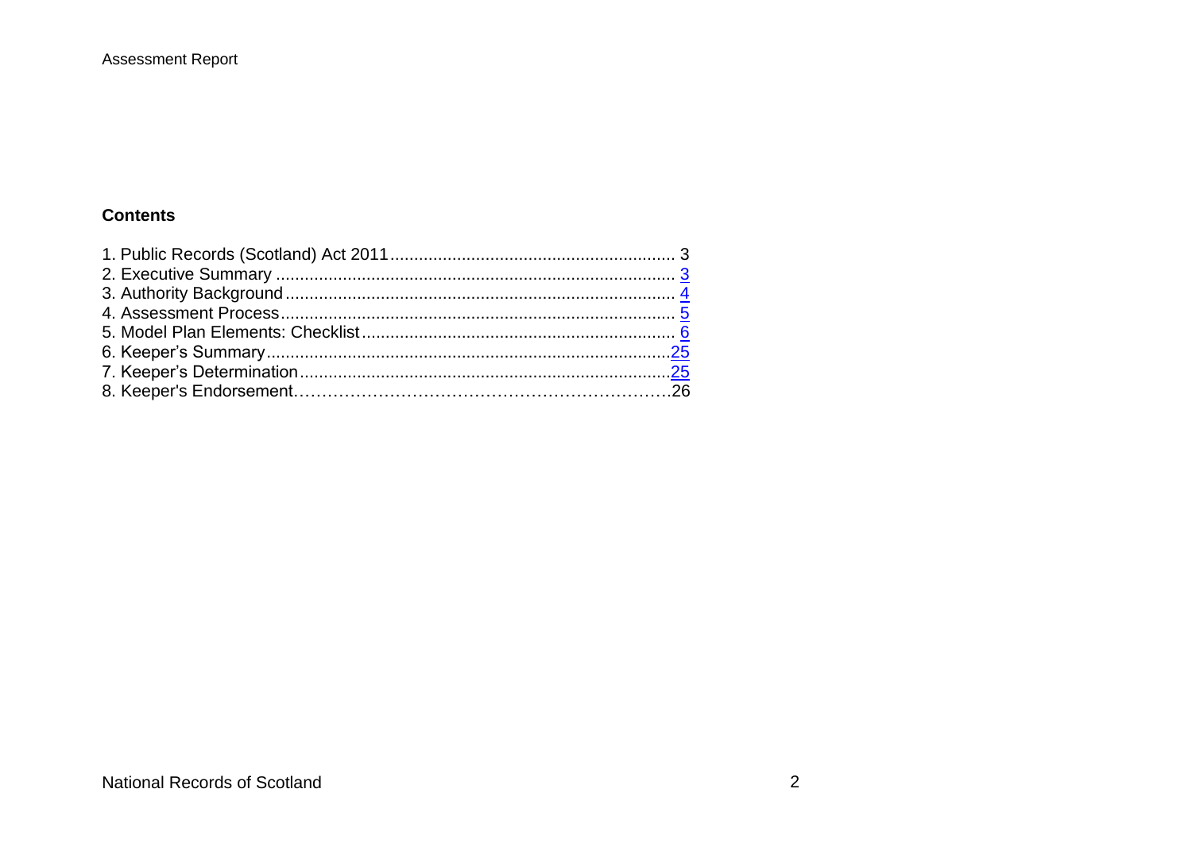## Contents

1. Public Records (Scotland) Act 2011 ........................................................... 3
2. Executive Summary ................................................................................... 3
3. Authority Background ................................................................................ 4
4. Assessment Process .................................................................................. 5
5. Model Plan Elements: Checklist ................................................................. 6
6. Keeper's Summary ..................................................................................... 25
7. Keeper's Determination ............................................................................. 25
8. Keeper's Endorsement ................................................................................ 26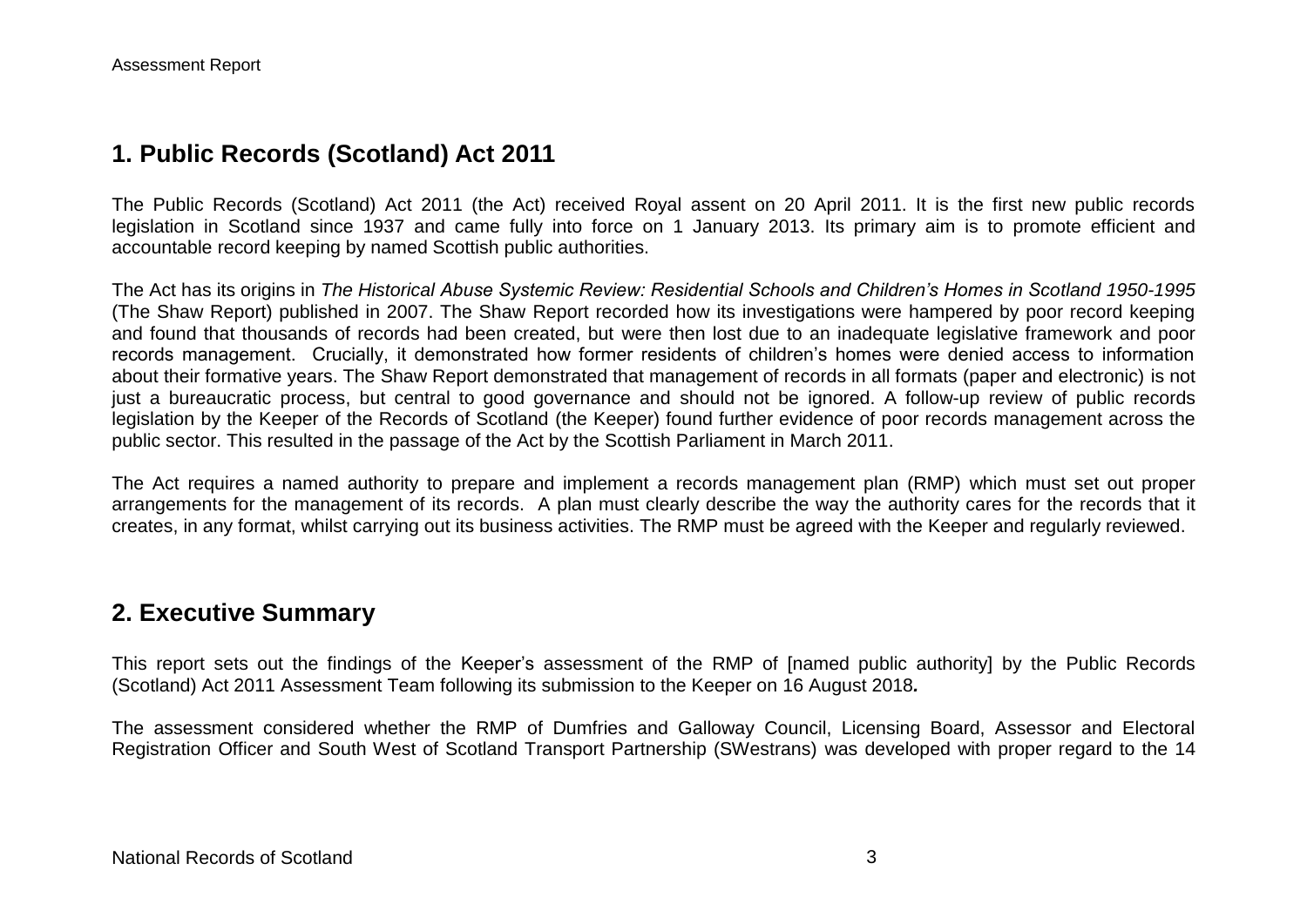## 1. Public Records (Scotland) Act 2011

The Public Records (Scotland) Act 2011 (the Act) received Royal assent on 20 April 2011. It is the first new public records legislation in Scotland since 1937 and came fully into force on 1 January 2013. Its primary aim is to promote efficient and accountable record keeping by named Scottish public authorities.

The Act has its origins in *The Historical Abuse Systemic Review: Residential Schools and Children's Homes in Scotland 1950-1995* (The Shaw Report) published in 2007. The Shaw Report recorded how its investigations were hampered by poor record keeping and found that thousands of records had been created, but were then lost due to an inadequate legislative framework and poor records management. Crucially, it demonstrated how former residents of children's homes were denied access to information about their formative years. The Shaw Report demonstrated that management of records in all formats (paper and electronic) is not just a bureaucratic process, but central to good governance and should not be ignored. A follow-up review of public records legislation by the Keeper of the Records of Scotland (the Keeper) found further evidence of poor records management across the public sector. This resulted in the passage of the Act by the Scottish Parliament in March 2011.

The Act requires a named authority to prepare and implement a records management plan (RMP) which must set out proper arrangements for the management of its records. A plan must clearly describe the way the authority cares for the records that it creates, in any format, whilst carrying out its business activities. The RMP must be agreed with the Keeper and regularly reviewed.

## 2. Executive Summary

This report sets out the findings of the Keeper's assessment of the RMP of [named public authority] by the Public Records (Scotland) Act 2011 Assessment Team following its submission to the Keeper on 16 August 2018***.***

The assessment considered whether the RMP of Dumfries and Galloway Council, Licensing Board, Assessor and Electoral Registration Officer and South West of Scotland Transport Partnership (SWestrans) was developed with proper regard to the 14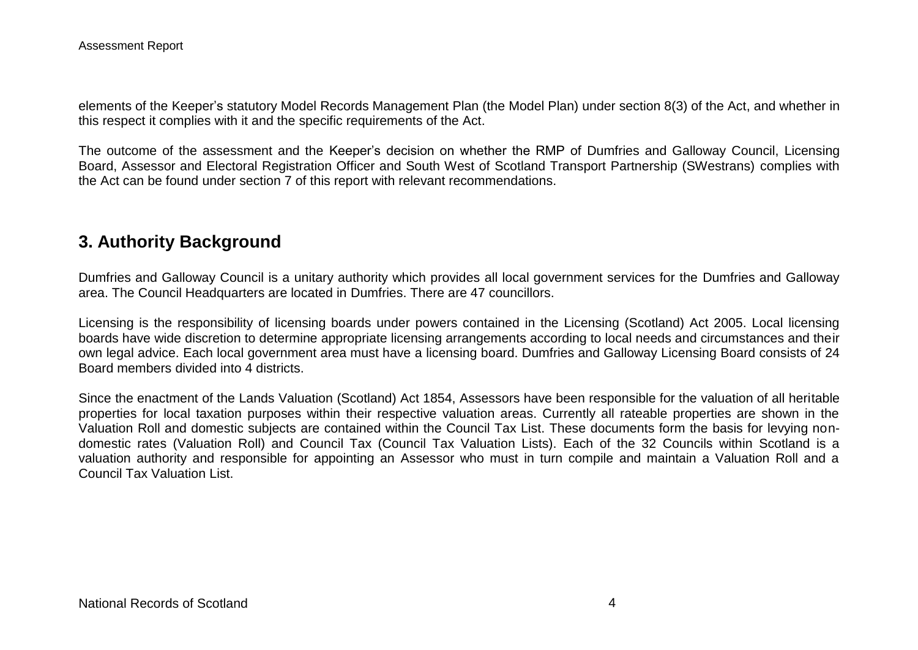elements of the Keeper's statutory Model Records Management Plan (the Model Plan) under section 8(3) of the Act, and whether in this respect it complies with it and the specific requirements of the Act.

The outcome of the assessment and the Keeper's decision on whether the RMP of Dumfries and Galloway Council, Licensing Board, Assessor and Electoral Registration Officer and South West of Scotland Transport Partnership (SWestrans) complies with the Act can be found under section 7 of this report with relevant recommendations.

## 3. Authority Background

Dumfries and Galloway Council is a unitary authority which provides all local government services for the Dumfries and Galloway area. The Council Headquarters are located in Dumfries. There are 47 councillors.

Licensing is the responsibility of licensing boards under powers contained in the Licensing (Scotland) Act 2005. Local licensing boards have wide discretion to determine appropriate licensing arrangements according to local needs and circumstances and their own legal advice. Each local government area must have a licensing board. Dumfries and Galloway Licensing Board consists of 24 Board members divided into 4 districts.

Since the enactment of the Lands Valuation (Scotland) Act 1854, Assessors have been responsible for the valuation of all heritable properties for local taxation purposes within their respective valuation areas. Currently all rateable properties are shown in the Valuation Roll and domestic subjects are contained within the Council Tax List. These documents form the basis for levying non-domestic rates (Valuation Roll) and Council Tax (Council Tax Valuation Lists). Each of the 32 Councils within Scotland is a valuation authority and responsible for appointing an Assessor who must in turn compile and maintain a Valuation Roll and a Council Tax Valuation List.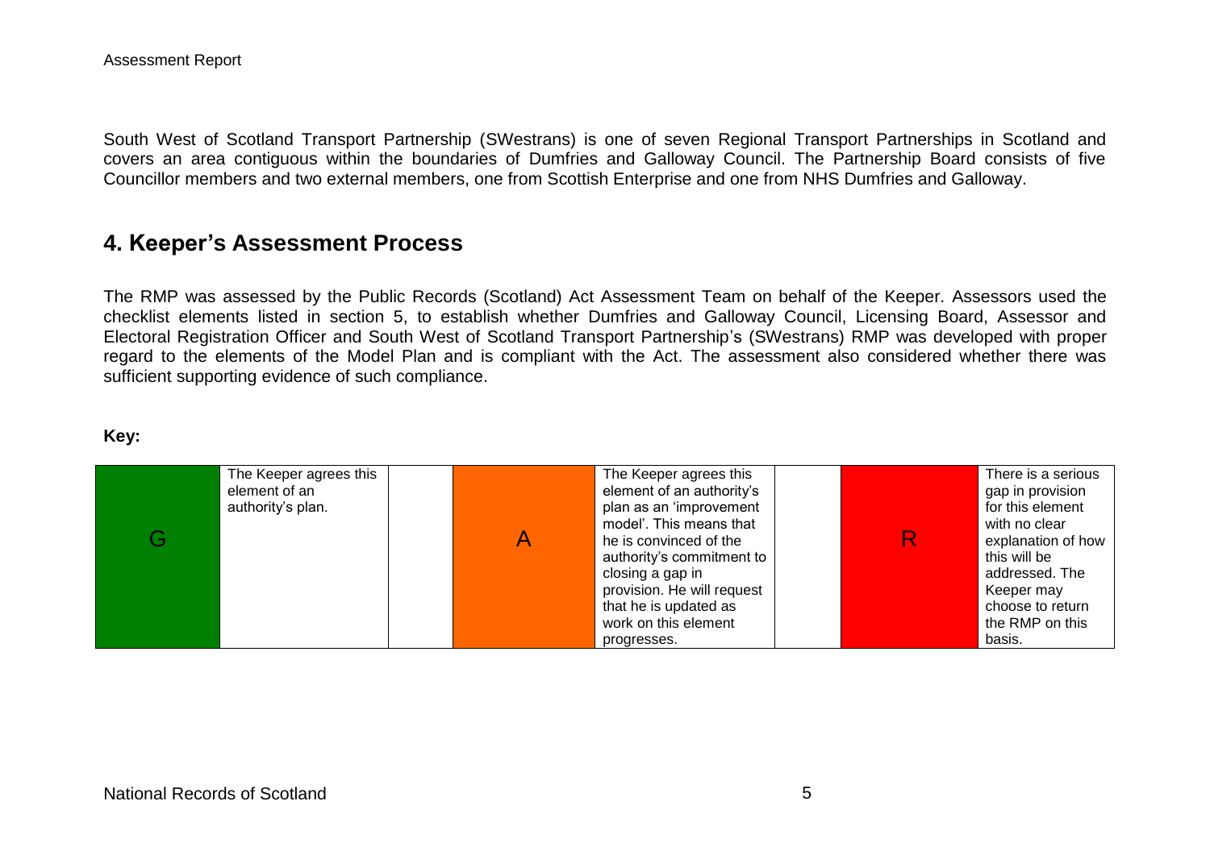South West of Scotland Transport Partnership (SWestrans) is one of seven Regional Transport Partnerships in Scotland and covers an area contiguous within the boundaries of Dumfries and Galloway Council. The Partnership Board consists of five Councillor members and two external members, one from Scottish Enterprise and one from NHS Dumfries and Galloway.

## 4. Keeper's Assessment Process

The RMP was assessed by the Public Records (Scotland) Act Assessment Team on behalf of the Keeper. Assessors used the checklist elements listed in section 5, to establish whether Dumfries and Galloway Council, Licensing Board, Assessor and Electoral Registration Officer and South West of Scotland Transport Partnership's (SWestrans) RMP was developed with proper regard to the elements of the Model Plan and is compliant with the Act. The assessment also considered whether there was sufficient supporting evidence of such compliance.

**Key:**

| G | The Keeper agrees this element of an authority's plan. | | A | The Keeper agrees this element of an authority's plan as an 'improvement model'. This means that he is convinced of the authority's commitment to closing a gap in provision. He will request that he is updated as work on this element progresses. | | R | There is a serious gap in provision for this element with no clear explanation of how this will be addressed. The Keeper may choose to return the RMP on this basis. |
|---|---|---|---|---|---|---|---|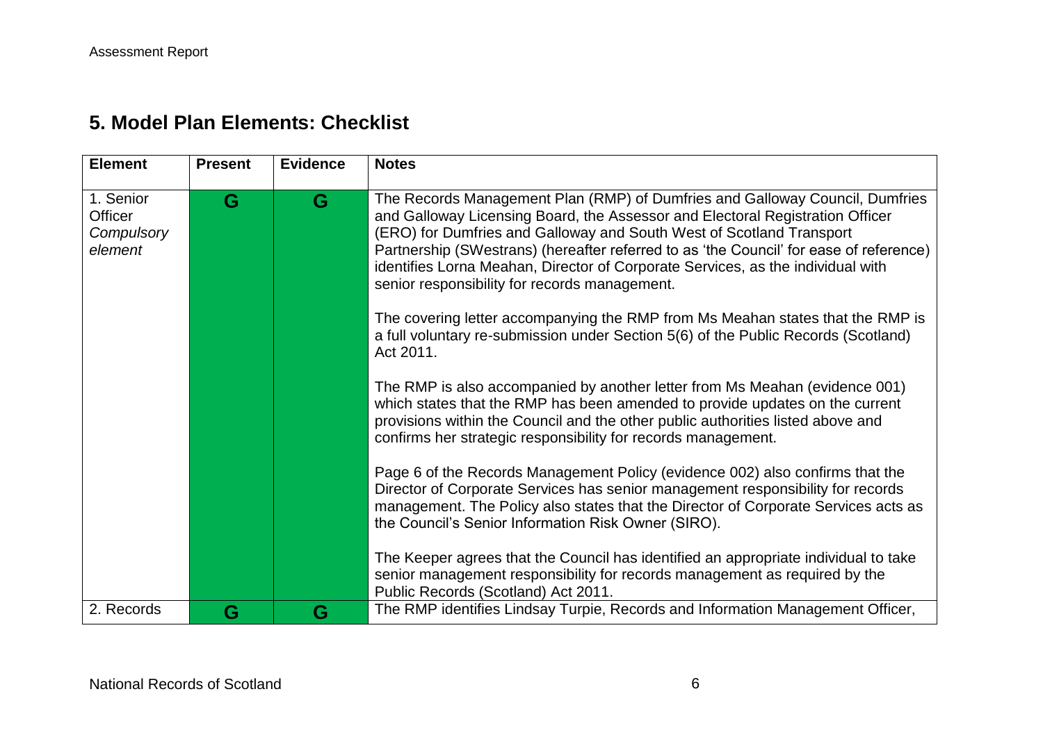## 5. Model Plan Elements: Checklist

| Element | Present | Evidence | Notes |
|---|---|---|---|
| 1. Senior Officer *Compulsory element* | G | G | The Records Management Plan (RMP) of Dumfries and Galloway Council, Dumfries and Galloway Licensing Board, the Assessor and Electoral Registration Officer (ERO) for Dumfries and Galloway and South West of Scotland Transport Partnership (SWestrans) (hereafter referred to as 'the Council' for ease of reference) identifies Lorna Meahan, Director of Corporate Services, as the individual with senior responsibility for records management.<br><br>The covering letter accompanying the RMP from Ms Meahan states that the RMP is a full voluntary re-submission under Section 5(6) of the Public Records (Scotland) Act 2011.<br><br>The RMP is also accompanied by another letter from Ms Meahan (evidence 001) which states that the RMP has been amended to provide updates on the current provisions within the Council and the other public authorities listed above and confirms her strategic responsibility for records management.<br><br>Page 6 of the Records Management Policy (evidence 002) also confirms that the Director of Corporate Services has senior management responsibility for records management. The Policy also states that the Director of Corporate Services acts as the Council's Senior Information Risk Owner (SIRO).<br><br>The Keeper agrees that the Council has identified an appropriate individual to take senior management responsibility for records management as required by the Public Records (Scotland) Act 2011. |
| 2. Records | G | G | The RMP identifies Lindsay Turpie, Records and Information Management Officer, |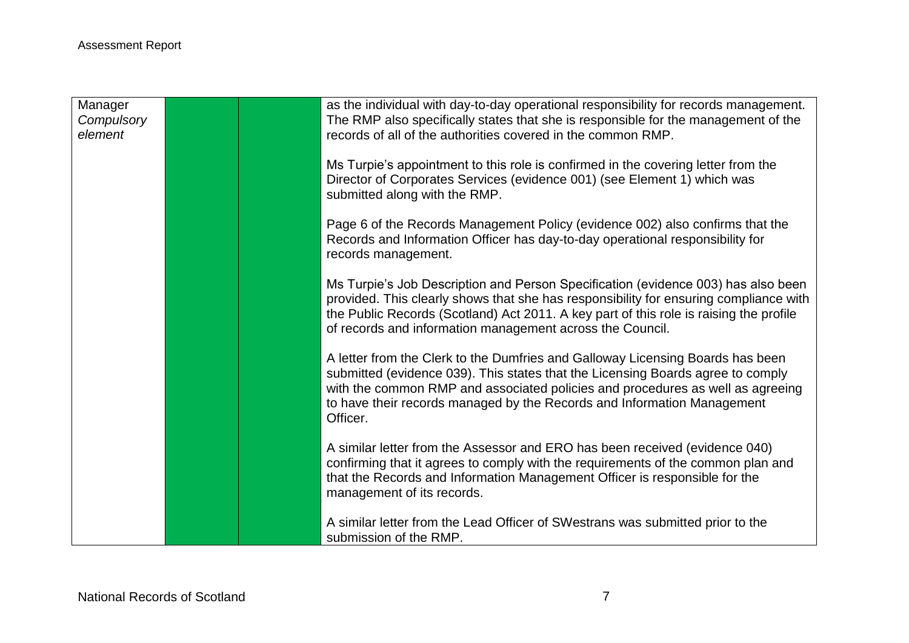| | | | |
|---|---|---|---|
| Manager *Compulsory element* | | | as the individual with day-to-day operational responsibility for records management. The RMP also specifically states that she is responsible for the management of the records of all of the authorities covered in the common RMP.<br><br>Ms Turpie's appointment to this role is confirmed in the covering letter from the Director of Corporates Services (evidence 001) (see Element 1) which was submitted along with the RMP.<br><br>Page 6 of the Records Management Policy (evidence 002) also confirms that the Records and Information Officer has day-to-day operational responsibility for records management.<br><br>Ms Turpie's Job Description and Person Specification (evidence 003) has also been provided. This clearly shows that she has responsibility for ensuring compliance with the Public Records (Scotland) Act 2011. A key part of this role is raising the profile of records and information management across the Council.<br><br>A letter from the Clerk to the Dumfries and Galloway Licensing Boards has been submitted (evidence 039). This states that the Licensing Boards agree to comply with the common RMP and associated policies and procedures as well as agreeing to have their records managed by the Records and Information Management Officer.<br><br>A similar letter from the Assessor and ERO has been received (evidence 040) confirming that it agrees to comply with the requirements of the common plan and that the Records and Information Management Officer is responsible for the management of its records.<br><br>A similar letter from the Lead Officer of SWestrans was submitted prior to the submission of the RMP. |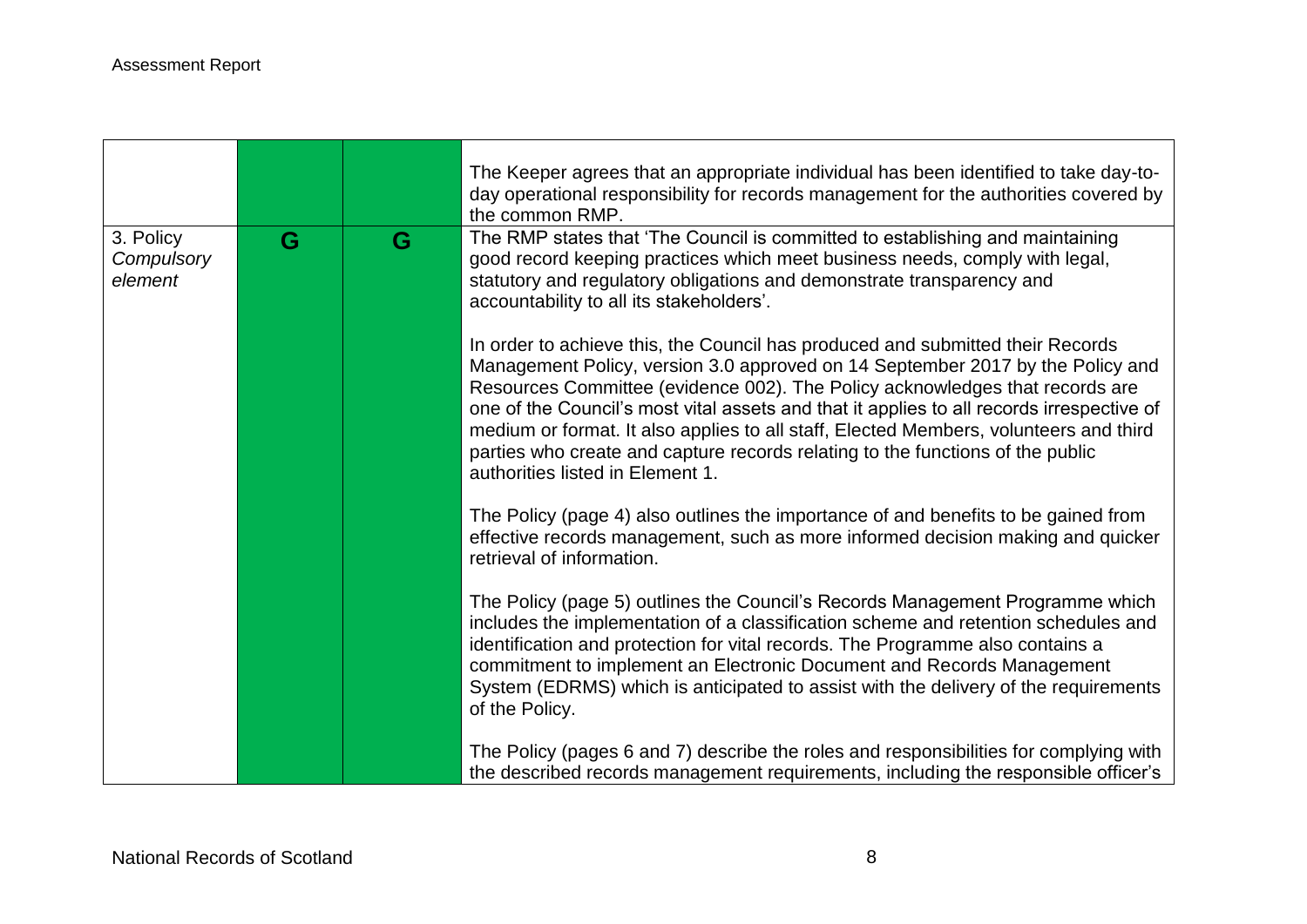| | | | |
|---|---|---|---|
| | | | The Keeper agrees that an appropriate individual has been identified to take day-to-day operational responsibility for records management for the authorities covered by the common RMP. |
| 3. Policy *Compulsory element* | G | G | The RMP states that 'The Council is committed to establishing and maintaining good record keeping practices which meet business needs, comply with legal, statutory and regulatory obligations and demonstrate transparency and accountability to all its stakeholders'.<br><br>In order to achieve this, the Council has produced and submitted their Records Management Policy, version 3.0 approved on 14 September 2017 by the Policy and Resources Committee (evidence 002). The Policy acknowledges that records are one of the Council's most vital assets and that it applies to all records irrespective of medium or format. It also applies to all staff, Elected Members, volunteers and third parties who create and capture records relating to the functions of the public authorities listed in Element 1.<br><br>The Policy (page 4) also outlines the importance of and benefits to be gained from effective records management, such as more informed decision making and quicker retrieval of information.<br><br>The Policy (page 5) outlines the Council's Records Management Programme which includes the implementation of a classification scheme and retention schedules and identification and protection for vital records. The Programme also contains a commitment to implement an Electronic Document and Records Management System (EDRMS) which is anticipated to assist with the delivery of the requirements of the Policy.<br><br>The Policy (pages 6 and 7) describe the roles and responsibilities for complying with the described records management requirements, including the responsible officer's |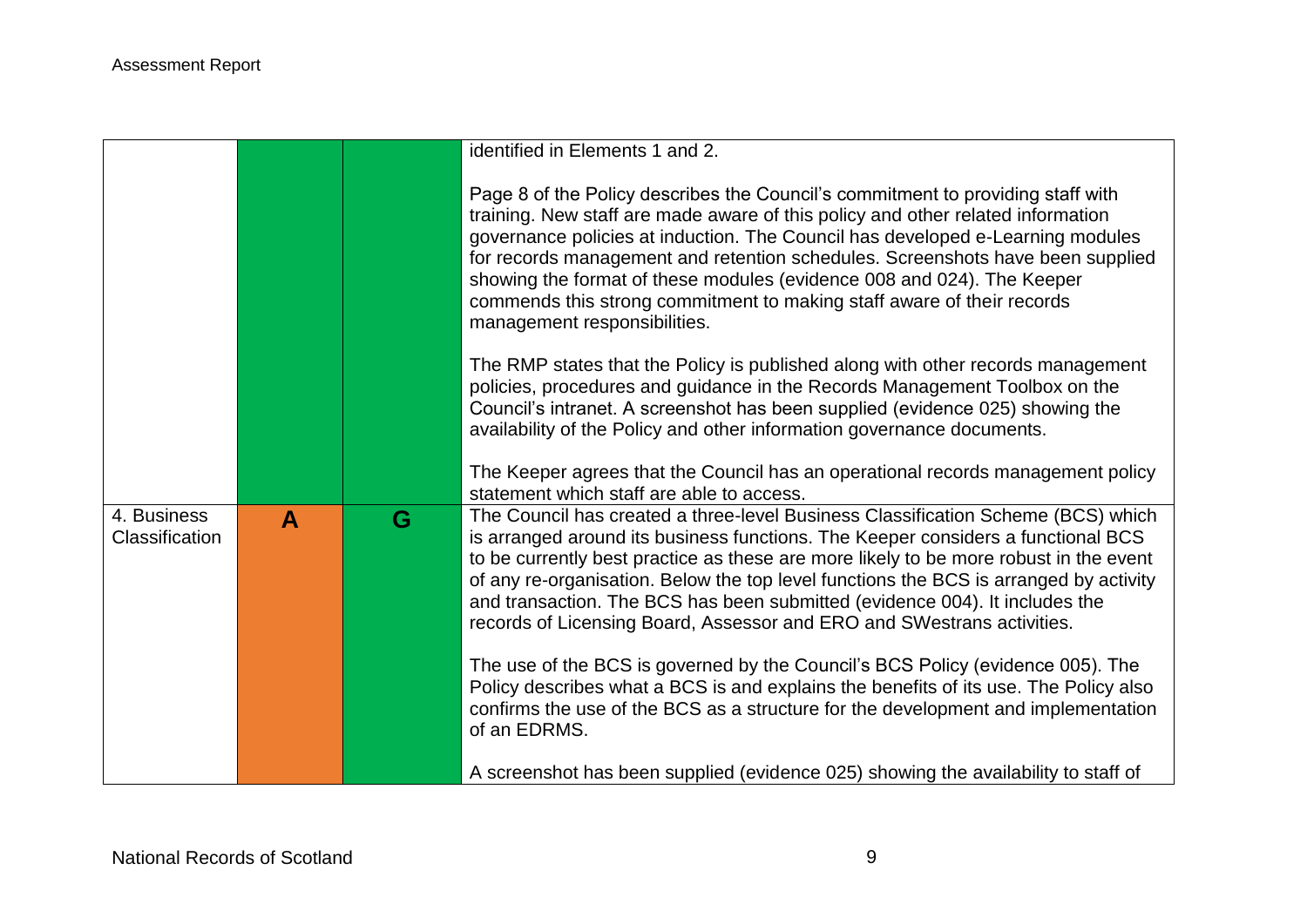| | | | |
|---|---|---|---|
| | | | identified in Elements 1 and 2.<br><br>Page 8 of the Policy describes the Council's commitment to providing staff with training. New staff are made aware of this policy and other related information governance policies at induction. The Council has developed e-Learning modules for records management and retention schedules. Screenshots have been supplied showing the format of these modules (evidence 008 and 024). The Keeper commends this strong commitment to making staff aware of their records management responsibilities.<br><br>The RMP states that the Policy is published along with other records management policies, procedures and guidance in the Records Management Toolbox on the Council's intranet. A screenshot has been supplied (evidence 025) showing the availability of the Policy and other information governance documents.<br><br>The Keeper agrees that the Council has an operational records management policy statement which staff are able to access. |
| 4. Business Classification | **A** | **G** | The Council has created a three-level Business Classification Scheme (BCS) which is arranged around its business functions. The Keeper considers a functional BCS to be currently best practice as these are more likely to be more robust in the event of any re-organisation. Below the top level functions the BCS is arranged by activity and transaction. The BCS has been submitted (evidence 004). It includes the records of Licensing Board, Assessor and ERO and SWestrans activities.<br><br>The use of the BCS is governed by the Council's BCS Policy (evidence 005). The Policy describes what a BCS is and explains the benefits of its use. The Policy also confirms the use of the BCS as a structure for the development and implementation of an EDRMS.<br><br>A screenshot has been supplied (evidence 025) showing the availability to staff of |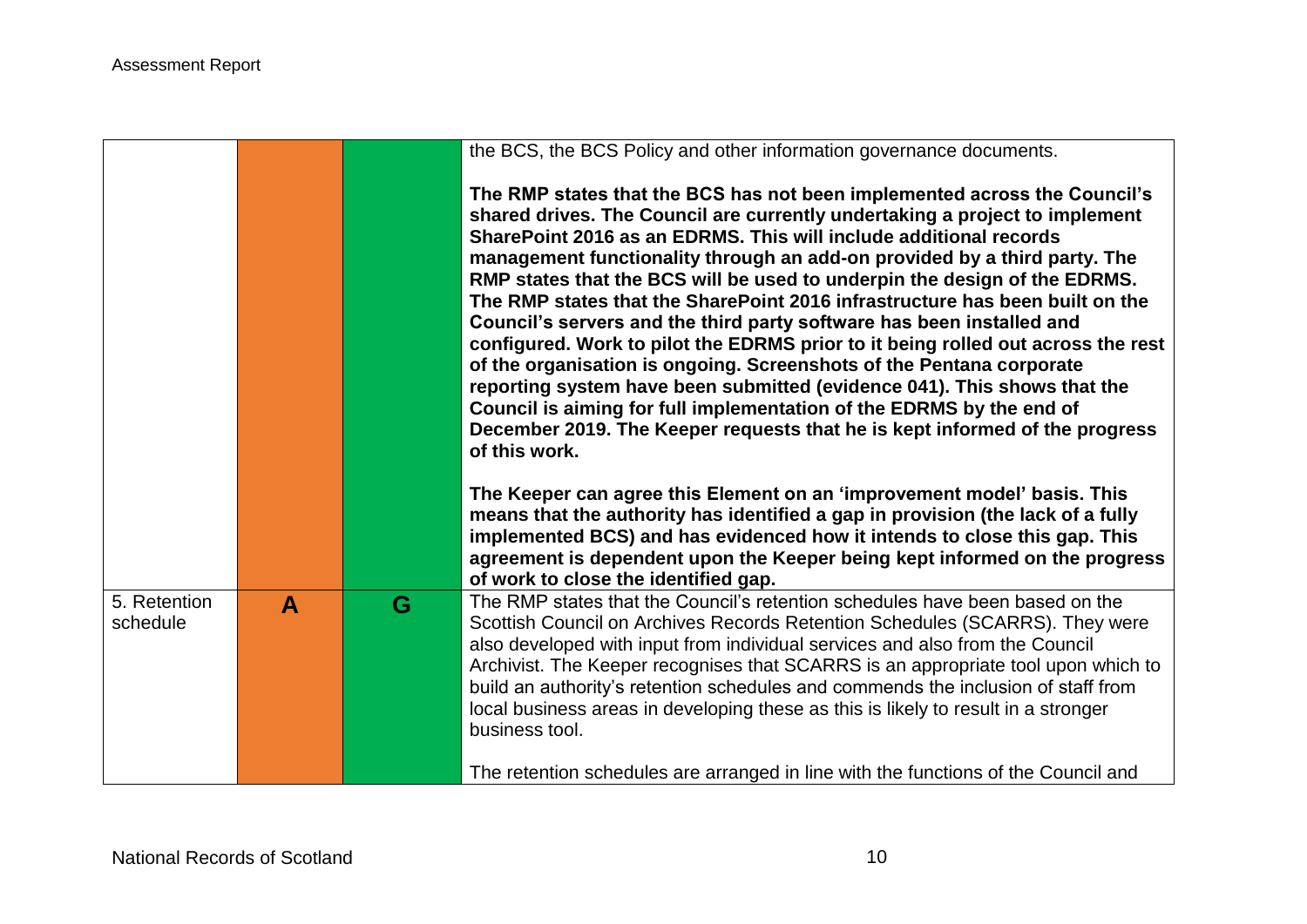| | | | |
|---|---|---|---|
| | | | the BCS, the BCS Policy and other information governance documents.<br><br>**The RMP states that the BCS has not been implemented across the Council's shared drives. The Council are currently undertaking a project to implement SharePoint 2016 as an EDRMS. This will include additional records management functionality through an add-on provided by a third party. The RMP states that the BCS will be used to underpin the design of the EDRMS. The RMP states that the SharePoint 2016 infrastructure has been built on the Council's servers and the third party software has been installed and configured. Work to pilot the EDRMS prior to it being rolled out across the rest of the organisation is ongoing. Screenshots of the Pentana corporate reporting system have been submitted (evidence 041). This shows that the Council is aiming for full implementation of the EDRMS by the end of December 2019. The Keeper requests that he is kept informed of the progress of this work.**<br><br>**The Keeper can agree this Element on an 'improvement model' basis. This means that the authority has identified a gap in provision (the lack of a fully implemented BCS) and has evidenced how it intends to close this gap. This agreement is dependent upon the Keeper being kept informed on the progress of work to close the identified gap.** |
| 5. Retention schedule | A | G | The RMP states that the Council's retention schedules have been based on the Scottish Council on Archives Records Retention Schedules (SCARRS). They were also developed with input from individual services and also from the Council Archivist. The Keeper recognises that SCARRS is an appropriate tool upon which to build an authority's retention schedules and commends the inclusion of staff from local business areas in developing these as this is likely to result in a stronger business tool.<br><br>The retention schedules are arranged in line with the functions of the Council and |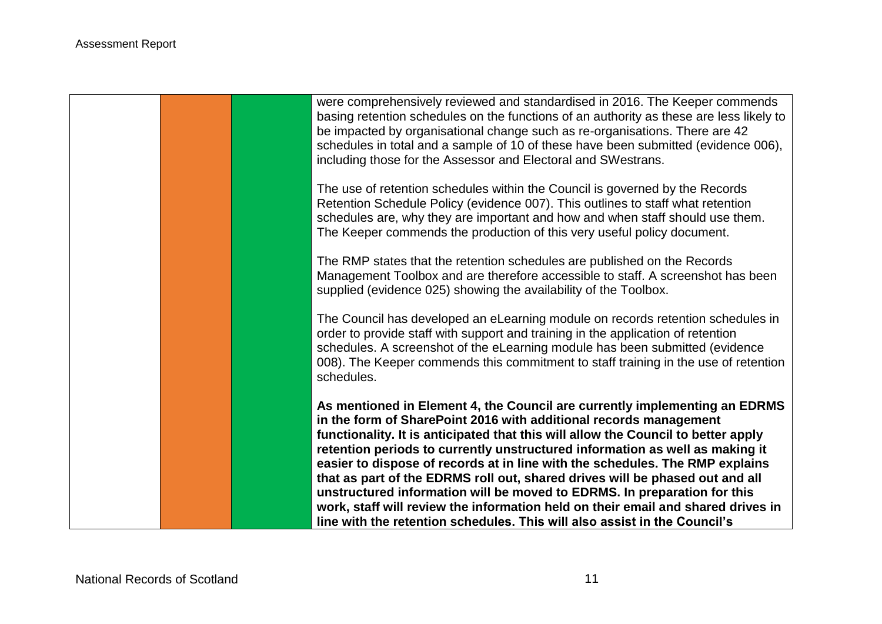| | | | |
|---|---|---|---|
| | | | were comprehensively reviewed and standardised in 2016. The Keeper commends basing retention schedules on the functions of an authority as these are less likely to be impacted by organisational change such as re-organisations. There are 42 schedules in total and a sample of 10 of these have been submitted (evidence 006), including those for the Assessor and Electoral and SWestrans.<br><br>The use of retention schedules within the Council is governed by the Records Retention Schedule Policy (evidence 007). This outlines to staff what retention schedules are, why they are important and how and when staff should use them. The Keeper commends the production of this very useful policy document.<br><br>The RMP states that the retention schedules are published on the Records Management Toolbox and are therefore accessible to staff. A screenshot has been supplied (evidence 025) showing the availability of the Toolbox.<br><br>The Council has developed an eLearning module on records retention schedules in order to provide staff with support and training in the application of retention schedules. A screenshot of the eLearning module has been submitted (evidence 008). The Keeper commends this commitment to staff training in the use of retention schedules.<br><br>**As mentioned in Element 4, the Council are currently implementing an EDRMS in the form of SharePoint 2016 with additional records management functionality. It is anticipated that this will allow the Council to better apply retention periods to currently unstructured information as well as making it easier to dispose of records at in line with the schedules. The RMP explains that as part of the EDRMS roll out, shared drives will be phased out and all unstructured information will be moved to EDRMS. In preparation for this work, staff will review the information held on their email and shared drives in line with the retention schedules. This will also assist in the Council's** |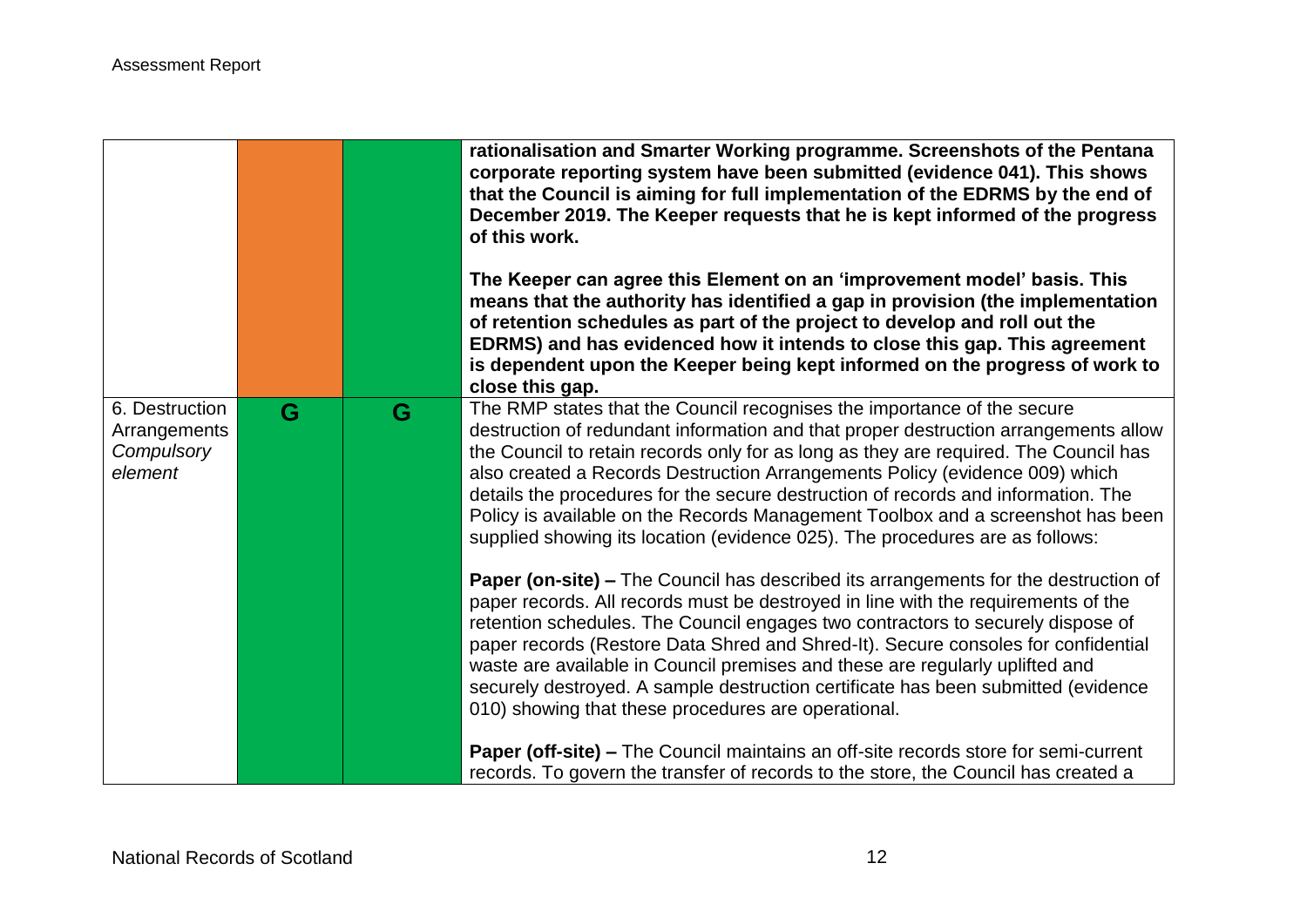| | | | |
|---|---|---|---|
| | | | **rationalisation and Smarter Working programme. Screenshots of the Pentana corporate reporting system have been submitted (evidence 041). This shows that the Council is aiming for full implementation of the EDRMS by the end of December 2019. The Keeper requests that he is kept informed of the progress of this work.**<br><br>**The Keeper can agree this Element on an 'improvement model' basis. This means that the authority has identified a gap in provision (the implementation of retention schedules as part of the project to develop and roll out the EDRMS) and has evidenced how it intends to close this gap. This agreement is dependent upon the Keeper being kept informed on the progress of work to close this gap.** |
| 6. Destruction Arrangements *Compulsory element* | G | G | The RMP states that the Council recognises the importance of the secure destruction of redundant information and that proper destruction arrangements allow the Council to retain records only for as long as they are required. The Council has also created a Records Destruction Arrangements Policy (evidence 009) which details the procedures for the secure destruction of records and information. The Policy is available on the Records Management Toolbox and a screenshot has been supplied showing its location (evidence 025). The procedures are as follows:<br><br>**Paper (on-site) –** The Council has described its arrangements for the destruction of paper records. All records must be destroyed in line with the requirements of the retention schedules. The Council engages two contractors to securely dispose of paper records (Restore Data Shred and Shred-It). Secure consoles for confidential waste are available in Council premises and these are regularly uplifted and securely destroyed. A sample destruction certificate has been submitted (evidence 010) showing that these procedures are operational.<br><br>**Paper (off-site) –** The Council maintains an off-site records store for semi-current records. To govern the transfer of records to the store, the Council has created a |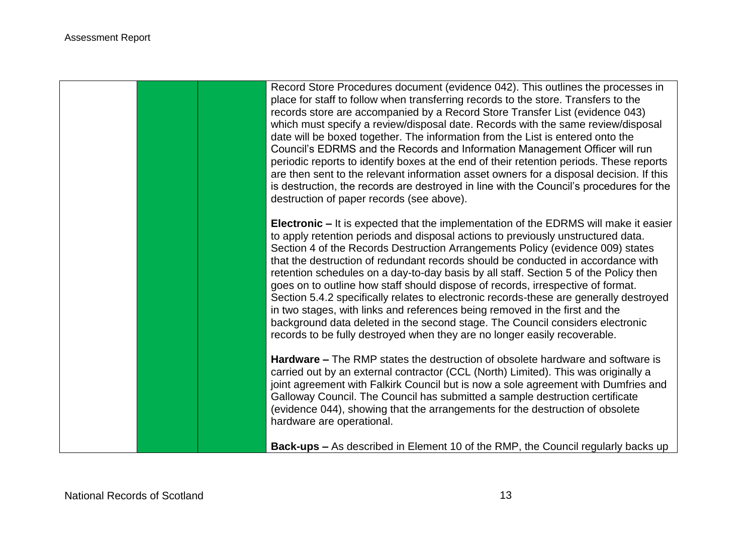| | | | |
|---|---|---|---|
| | | | Record Store Procedures document (evidence 042). This outlines the processes in place for staff to follow when transferring records to the store. Transfers to the records store are accompanied by a Record Store Transfer List (evidence 043) which must specify a review/disposal date. Records with the same review/disposal date will be boxed together. The information from the List is entered onto the Council's EDRMS and the Records and Information Management Officer will run periodic reports to identify boxes at the end of their retention periods. These reports are then sent to the relevant information asset owners for a disposal decision. If this is destruction, the records are destroyed in line with the Council's procedures for the destruction of paper records (see above).<br><br>**Electronic –** It is expected that the implementation of the EDRMS will make it easier to apply retention periods and disposal actions to previously unstructured data. Section 4 of the Records Destruction Arrangements Policy (evidence 009) states that the destruction of redundant records should be conducted in accordance with retention schedules on a day-to-day basis by all staff. Section 5 of the Policy then goes on to outline how staff should dispose of records, irrespective of format. Section 5.4.2 specifically relates to electronic records-these are generally destroyed in two stages, with links and references being removed in the first and the background data deleted in the second stage. The Council considers electronic records to be fully destroyed when they are no longer easily recoverable.<br><br>**Hardware –** The RMP states the destruction of obsolete hardware and software is carried out by an external contractor (CCL (North) Limited). This was originally a joint agreement with Falkirk Council but is now a sole agreement with Dumfries and Galloway Council. The Council has submitted a sample destruction certificate (evidence 044), showing that the arrangements for the destruction of obsolete hardware are operational.<br><br>**Back-ups –** As described in Element 10 of the RMP, the Council regularly backs up |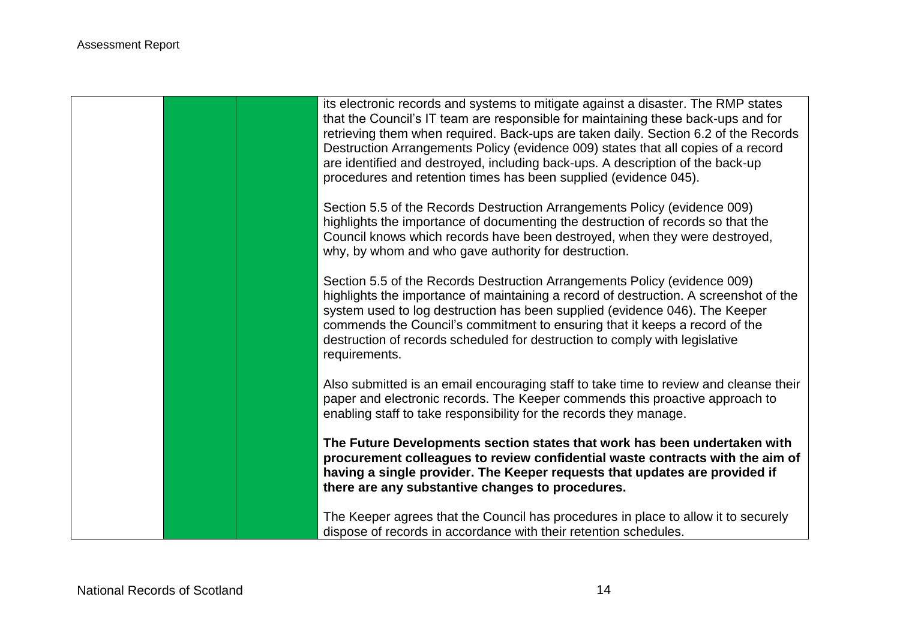| | | | |
|---|---|---|---|
| | | | its electronic records and systems to mitigate against a disaster. The RMP states that the Council's IT team are responsible for maintaining these back-ups and for retrieving them when required. Back-ups are taken daily. Section 6.2 of the Records Destruction Arrangements Policy (evidence 009) states that all copies of a record are identified and destroyed, including back-ups. A description of the back-up procedures and retention times has been supplied (evidence 045).<br><br>Section 5.5 of the Records Destruction Arrangements Policy (evidence 009) highlights the importance of documenting the destruction of records so that the Council knows which records have been destroyed, when they were destroyed, why, by whom and who gave authority for destruction.<br><br>Section 5.5 of the Records Destruction Arrangements Policy (evidence 009) highlights the importance of maintaining a record of destruction. A screenshot of the system used to log destruction has been supplied (evidence 046). The Keeper commends the Council's commitment to ensuring that it keeps a record of the destruction of records scheduled for destruction to comply with legislative requirements.<br><br>Also submitted is an email encouraging staff to take time to review and cleanse their paper and electronic records. The Keeper commends this proactive approach to enabling staff to take responsibility for the records they manage.<br><br>**The Future Developments section states that work has been undertaken with procurement colleagues to review confidential waste contracts with the aim of having a single provider. The Keeper requests that updates are provided if there are any substantive changes to procedures.**<br><br>The Keeper agrees that the Council has procedures in place to allow it to securely dispose of records in accordance with their retention schedules. |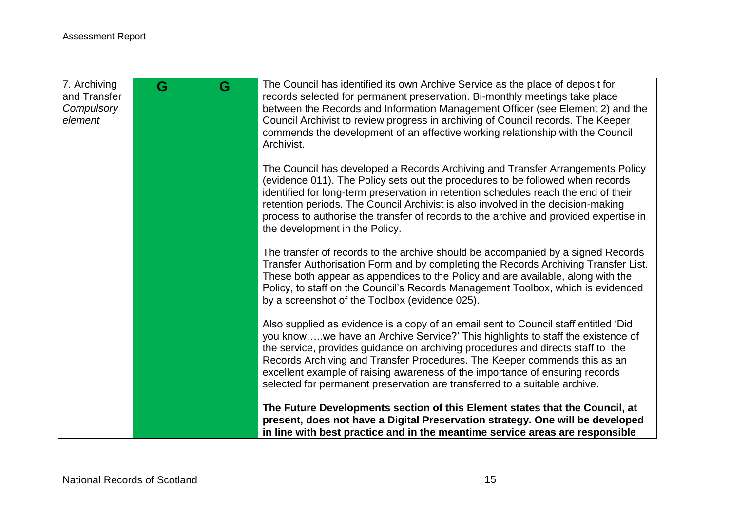| | | | |
|---|---|---|---|
| 7. Archiving and Transfer *Compulsory element* | G | G | The Council has identified its own Archive Service as the place of deposit for records selected for permanent preservation. Bi-monthly meetings take place between the Records and Information Management Officer (see Element 2) and the Council Archivist to review progress in archiving of Council records. The Keeper commends the development of an effective working relationship with the Council Archivist.<br><br>The Council has developed a Records Archiving and Transfer Arrangements Policy (evidence 011). The Policy sets out the procedures to be followed when records identified for long-term preservation in retention schedules reach the end of their retention periods. The Council Archivist is also involved in the decision-making process to authorise the transfer of records to the archive and provided expertise in the development in the Policy.<br><br>The transfer of records to the archive should be accompanied by a signed Records Transfer Authorisation Form and by completing the Records Archiving Transfer List. These both appear as appendices to the Policy and are available, along with the Policy, to staff on the Council's Records Management Toolbox, which is evidenced by a screenshot of the Toolbox (evidence 025).<br><br>Also supplied as evidence is a copy of an email sent to Council staff entitled 'Did you know…..we have an Archive Service?' This highlights to staff the existence of the service, provides guidance on archiving procedures and directs staff to the Records Archiving and Transfer Procedures. The Keeper commends this as an excellent example of raising awareness of the importance of ensuring records selected for permanent preservation are transferred to a suitable archive.<br><br>**The Future Developments section of this Element states that the Council, at present, does not have a Digital Preservation strategy. One will be developed in line with best practice and in the meantime service areas are responsible** |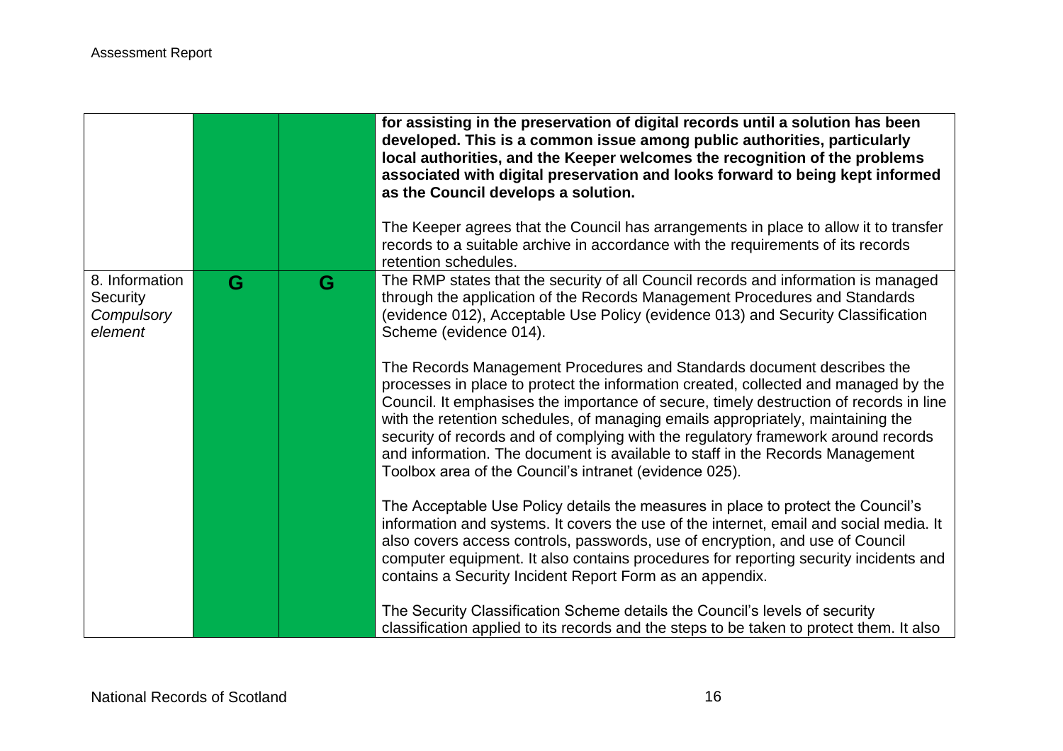| | | | |
|---|---|---|---|
| | | | **for assisting in the preservation of digital records until a solution has been developed. This is a common issue among public authorities, particularly local authorities, and the Keeper welcomes the recognition of the problems associated with digital preservation and looks forward to being kept informed as the Council develops a solution.**<br><br>The Keeper agrees that the Council has arrangements in place to allow it to transfer records to a suitable archive in accordance with the requirements of its records retention schedules. |
| 8. Information Security *Compulsory element* | G | G | The RMP states that the security of all Council records and information is managed through the application of the Records Management Procedures and Standards (evidence 012), Acceptable Use Policy (evidence 013) and Security Classification Scheme (evidence 014).<br><br>The Records Management Procedures and Standards document describes the processes in place to protect the information created, collected and managed by the Council. It emphasises the importance of secure, timely destruction of records in line with the retention schedules, of managing emails appropriately, maintaining the security of records and of complying with the regulatory framework around records and information. The document is available to staff in the Records Management Toolbox area of the Council's intranet (evidence 025).<br><br>The Acceptable Use Policy details the measures in place to protect the Council's information and systems. It covers the use of the internet, email and social media. It also covers access controls, passwords, use of encryption, and use of Council computer equipment. It also contains procedures for reporting security incidents and contains a Security Incident Report Form as an appendix.<br><br>The Security Classification Scheme details the Council's levels of security classification applied to its records and the steps to be taken to protect them. It also |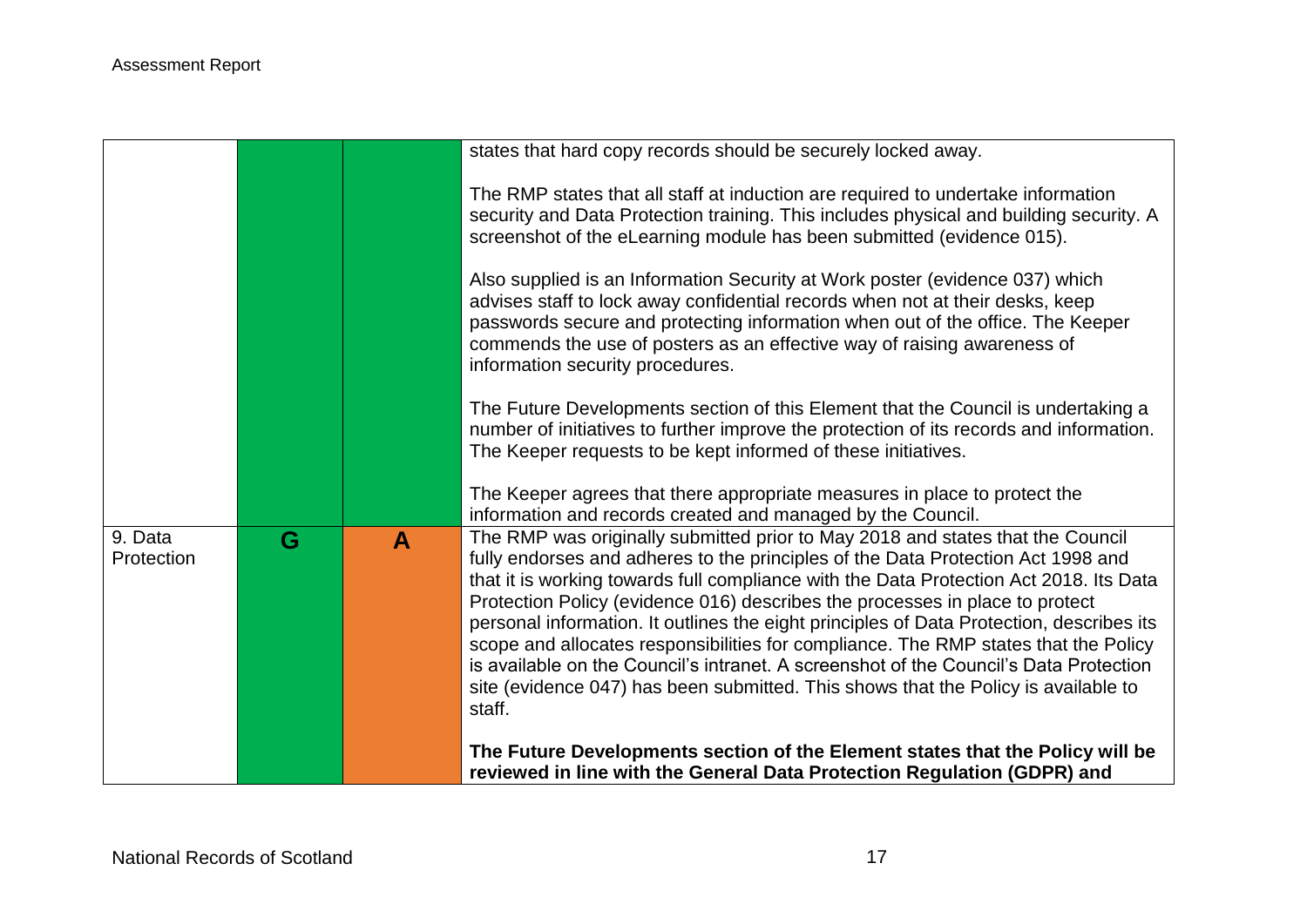| | | | |
|---|---|---|---|
| | | | states that hard copy records should be securely locked away.<br><br>The RMP states that all staff at induction are required to undertake information security and Data Protection training. This includes physical and building security. A screenshot of the eLearning module has been submitted (evidence 015).<br><br>Also supplied is an Information Security at Work poster (evidence 037) which advises staff to lock away confidential records when not at their desks, keep passwords secure and protecting information when out of the office. The Keeper commends the use of posters as an effective way of raising awareness of information security procedures.<br><br>The Future Developments section of this Element that the Council is undertaking a number of initiatives to further improve the protection of its records and information. The Keeper requests to be kept informed of these initiatives.<br><br>The Keeper agrees that there appropriate measures in place to protect the information and records created and managed by the Council. |
| 9. Data Protection | G | A | The RMP was originally submitted prior to May 2018 and states that the Council fully endorses and adheres to the principles of the Data Protection Act 1998 and that it is working towards full compliance with the Data Protection Act 2018. Its Data Protection Policy (evidence 016) describes the processes in place to protect personal information. It outlines the eight principles of Data Protection, describes its scope and allocates responsibilities for compliance. The RMP states that the Policy is available on the Council's intranet. A screenshot of the Council's Data Protection site (evidence 047) has been submitted. This shows that the Policy is available to staff.<br><br>**The Future Developments section of the Element states that the Policy will be reviewed in line with the General Data Protection Regulation (GDPR) and** |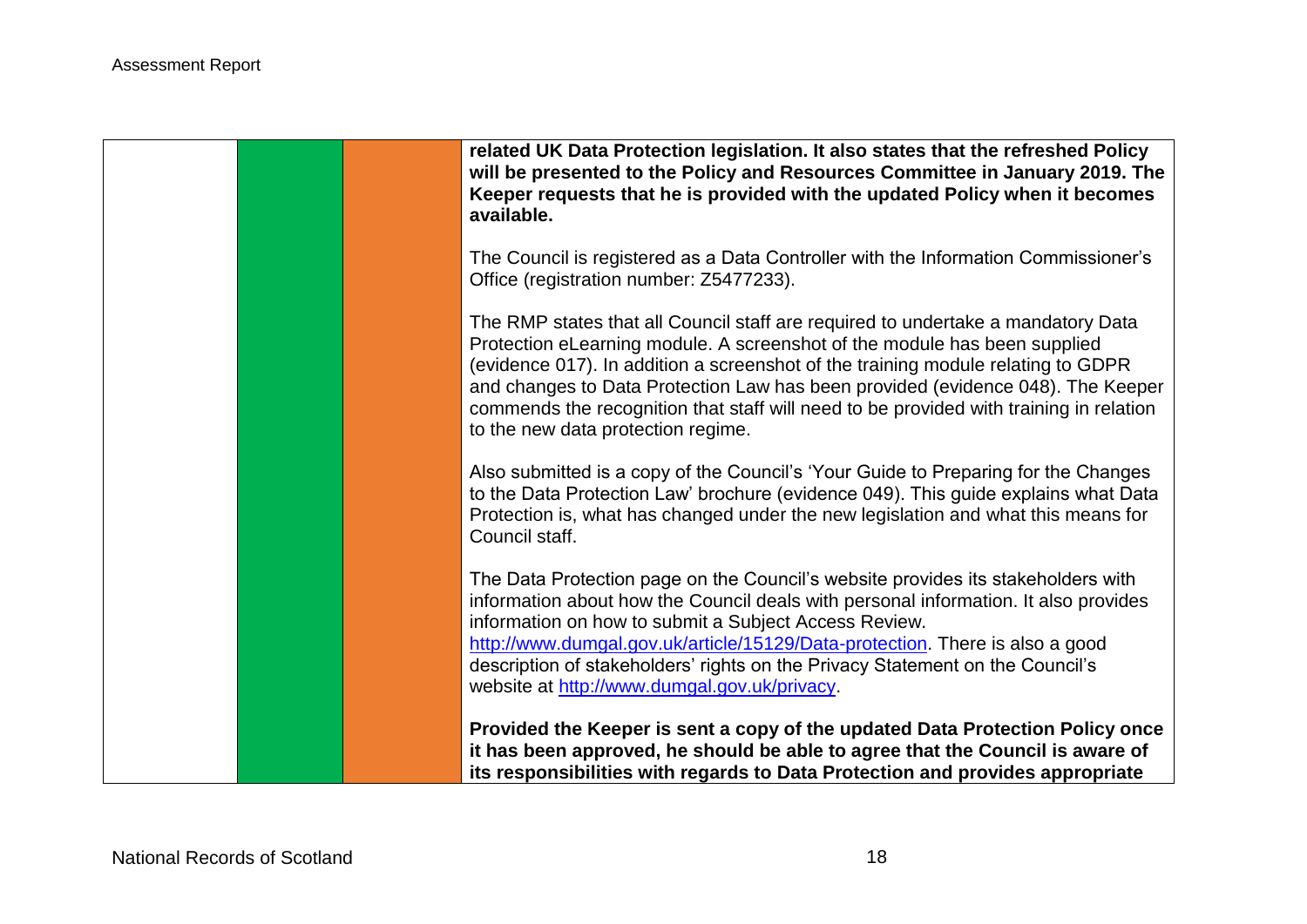| | | | |
|---|---|---|---|
| | | | **related UK Data Protection legislation. It also states that the refreshed Policy will be presented to the Policy and Resources Committee in January 2019. The Keeper requests that he is provided with the updated Policy when it becomes available.**<br><br>The Council is registered as a Data Controller with the Information Commissioner's Office (registration number: Z5477233).<br><br>The RMP states that all Council staff are required to undertake a mandatory Data Protection eLearning module. A screenshot of the module has been supplied (evidence 017). In addition a screenshot of the training module relating to GDPR and changes to Data Protection Law has been provided (evidence 048). The Keeper commends the recognition that staff will need to be provided with training in relation to the new data protection regime.<br><br>Also submitted is a copy of the Council's 'Your Guide to Preparing for the Changes to the Data Protection Law' brochure (evidence 049). This guide explains what Data Protection is, what has changed under the new legislation and what this means for Council staff.<br><br>The Data Protection page on the Council's website provides its stakeholders with information about how the Council deals with personal information. It also provides information on how to submit a Subject Access Review. [http://www.dumgal.gov.uk/article/15129/Data-protection](http://www.dumgal.gov.uk/article/15129/Data-protection). There is also a good description of stakeholders' rights on the Privacy Statement on the Council's website at [http://www.dumgal.gov.uk/privacy](http://www.dumgal.gov.uk/privacy).<br><br>**Provided the Keeper is sent a copy of the updated Data Protection Policy once it has been approved, he should be able to agree that the Council is aware of its responsibilities with regards to Data Protection and provides appropriate** |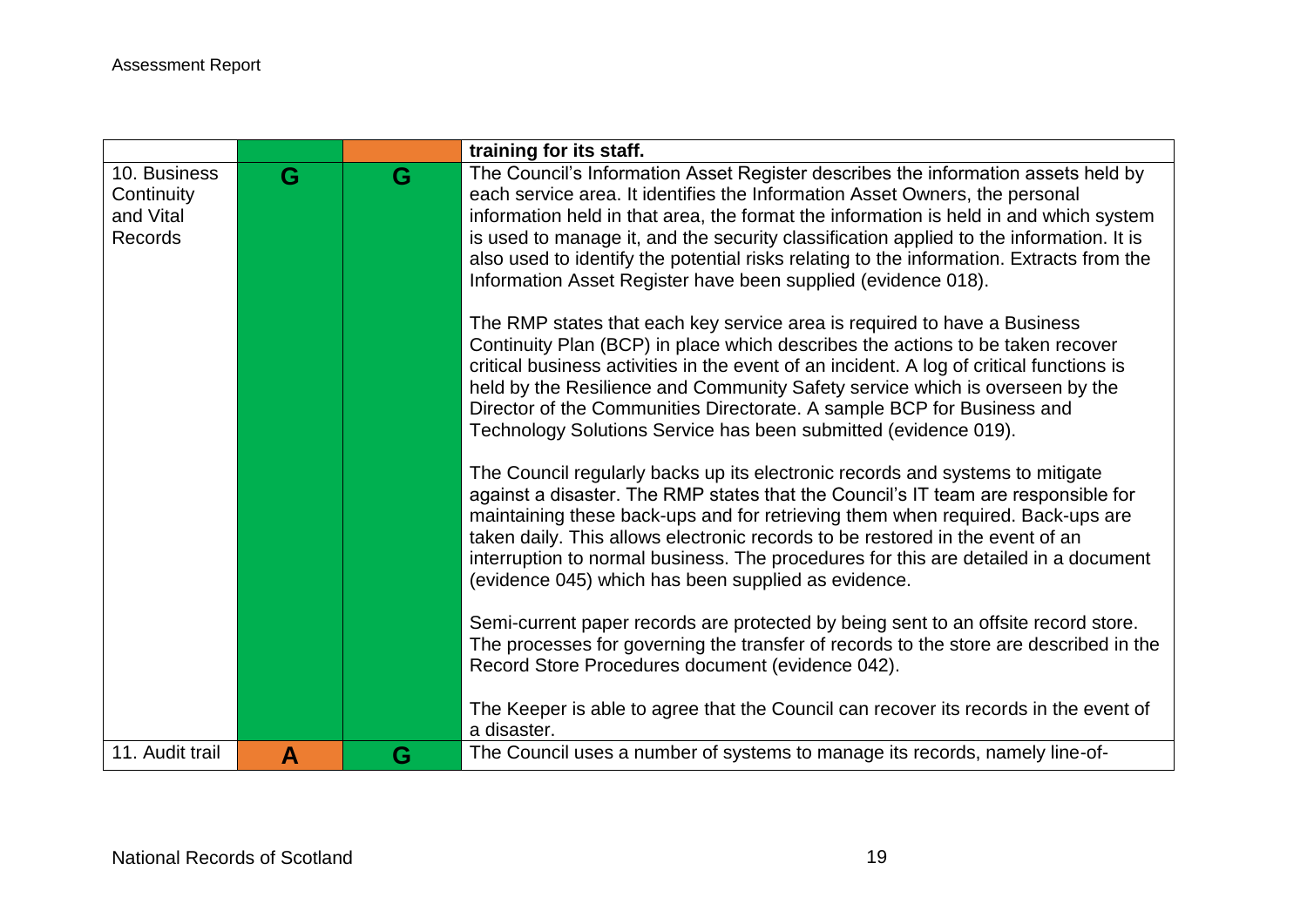| | | | |
|---|---|---|---|
| | | | **training for its staff.** |
| 10. Business Continuity and Vital Records | **G** | **G** | The Council's Information Asset Register describes the information assets held by each service area. It identifies the Information Asset Owners, the personal information held in that area, the format the information is held in and which system is used to manage it, and the security classification applied to the information. It is also used to identify the potential risks relating to the information. Extracts from the Information Asset Register have been supplied (evidence 018).<br><br>The RMP states that each key service area is required to have a Business Continuity Plan (BCP) in place which describes the actions to be taken recover critical business activities in the event of an incident. A log of critical functions is held by the Resilience and Community Safety service which is overseen by the Director of the Communities Directorate. A sample BCP for Business and Technology Solutions Service has been submitted (evidence 019).<br><br>The Council regularly backs up its electronic records and systems to mitigate against a disaster. The RMP states that the Council's IT team are responsible for maintaining these back-ups and for retrieving them when required. Back-ups are taken daily. This allows electronic records to be restored in the event of an interruption to normal business. The procedures for this are detailed in a document (evidence 045) which has been supplied as evidence.<br><br>Semi-current paper records are protected by being sent to an offsite record store. The processes for governing the transfer of records to the store are described in the Record Store Procedures document (evidence 042).<br><br>The Keeper is able to agree that the Council can recover its records in the event of a disaster. |
| 11. Audit trail | **A** | **G** | The Council uses a number of systems to manage its records, namely line-of- |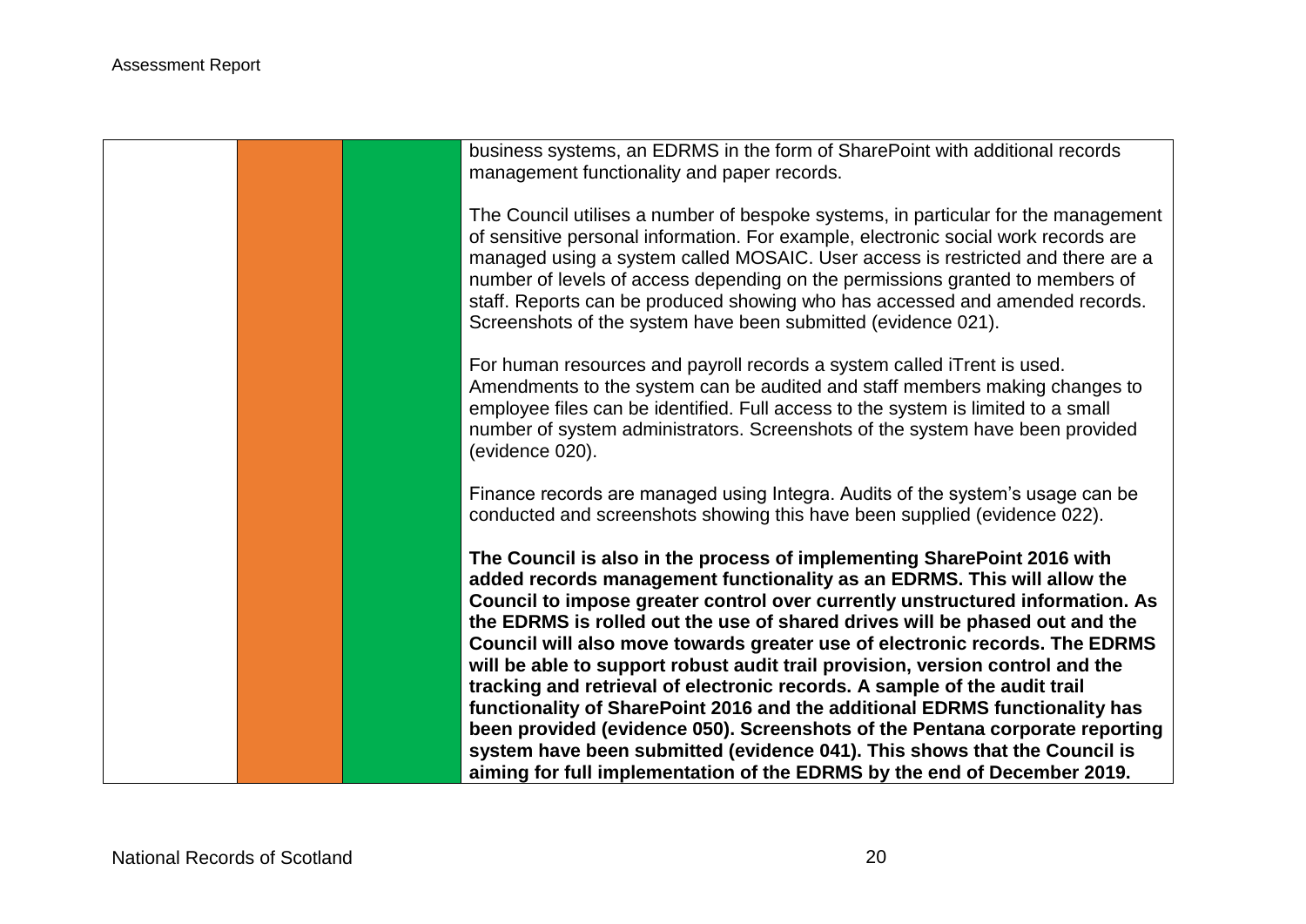| | | | |
|---|---|---|---|
| | | | business systems, an EDRMS in the form of SharePoint with additional records management functionality and paper records.<br><br>The Council utilises a number of bespoke systems, in particular for the management of sensitive personal information. For example, electronic social work records are managed using a system called MOSAIC. User access is restricted and there are a number of levels of access depending on the permissions granted to members of staff. Reports can be produced showing who has accessed and amended records. Screenshots of the system have been submitted (evidence 021).<br><br>For human resources and payroll records a system called iTrent is used. Amendments to the system can be audited and staff members making changes to employee files can be identified. Full access to the system is limited to a small number of system administrators. Screenshots of the system have been provided (evidence 020).<br><br>Finance records are managed using Integra. Audits of the system's usage can be conducted and screenshots showing this have been supplied (evidence 022).<br><br>**The Council is also in the process of implementing SharePoint 2016 with added records management functionality as an EDRMS. This will allow the Council to impose greater control over currently unstructured information. As the EDRMS is rolled out the use of shared drives will be phased out and the Council will also move towards greater use of electronic records. The EDRMS will be able to support robust audit trail provision, version control and the tracking and retrieval of electronic records. A sample of the audit trail functionality of SharePoint 2016 and the additional EDRMS functionality has been provided (evidence 050). Screenshots of the Pentana corporate reporting system have been submitted (evidence 041). This shows that the Council is aiming for full implementation of the EDRMS by the end of December 2019.** |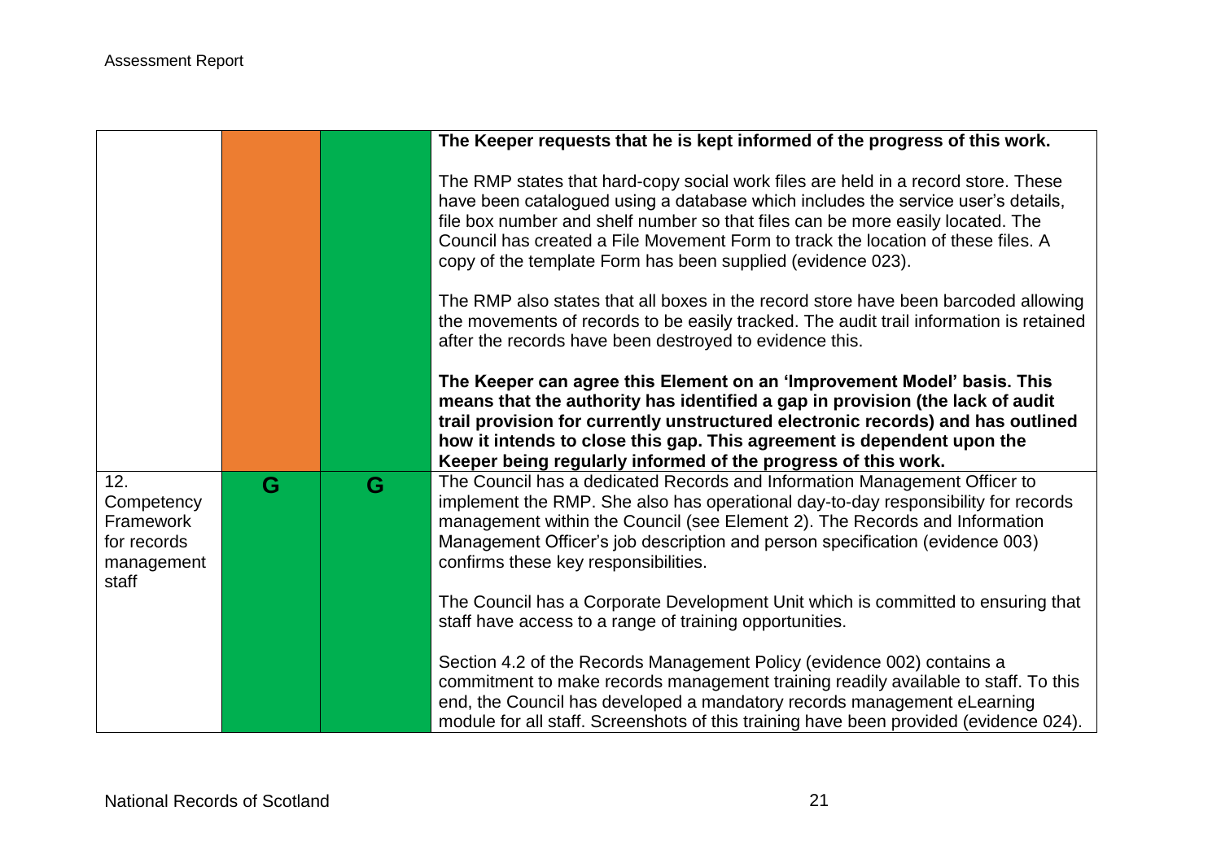| | | | |
|---|---|---|---|
| | | | **The Keeper requests that he is kept informed of the progress of this work.**<br><br>The RMP states that hard-copy social work files are held in a record store. These have been catalogued using a database which includes the service user's details, file box number and shelf number so that files can be more easily located. The Council has created a File Movement Form to track the location of these files. A copy of the template Form has been supplied (evidence 023).<br><br>The RMP also states that all boxes in the record store have been barcoded allowing the movements of records to be easily tracked. The audit trail information is retained after the records have been destroyed to evidence this.<br><br>**The Keeper can agree this Element on an 'Improvement Model' basis. This means that the authority has identified a gap in provision (the lack of audit trail provision for currently unstructured electronic records) and has outlined how it intends to close this gap. This agreement is dependent upon the Keeper being regularly informed of the progress of this work.** |
| 12. Competency Framework for records management staff | G | G | The Council has a dedicated Records and Information Management Officer to implement the RMP. She also has operational day-to-day responsibility for records management within the Council (see Element 2). The Records and Information Management Officer's job description and person specification (evidence 003) confirms these key responsibilities.<br><br>The Council has a Corporate Development Unit which is committed to ensuring that staff have access to a range of training opportunities.<br><br>Section 4.2 of the Records Management Policy (evidence 002) contains a commitment to make records management training readily available to staff. To this end, the Council has developed a mandatory records management eLearning module for all staff. Screenshots of this training have been provided (evidence 024). |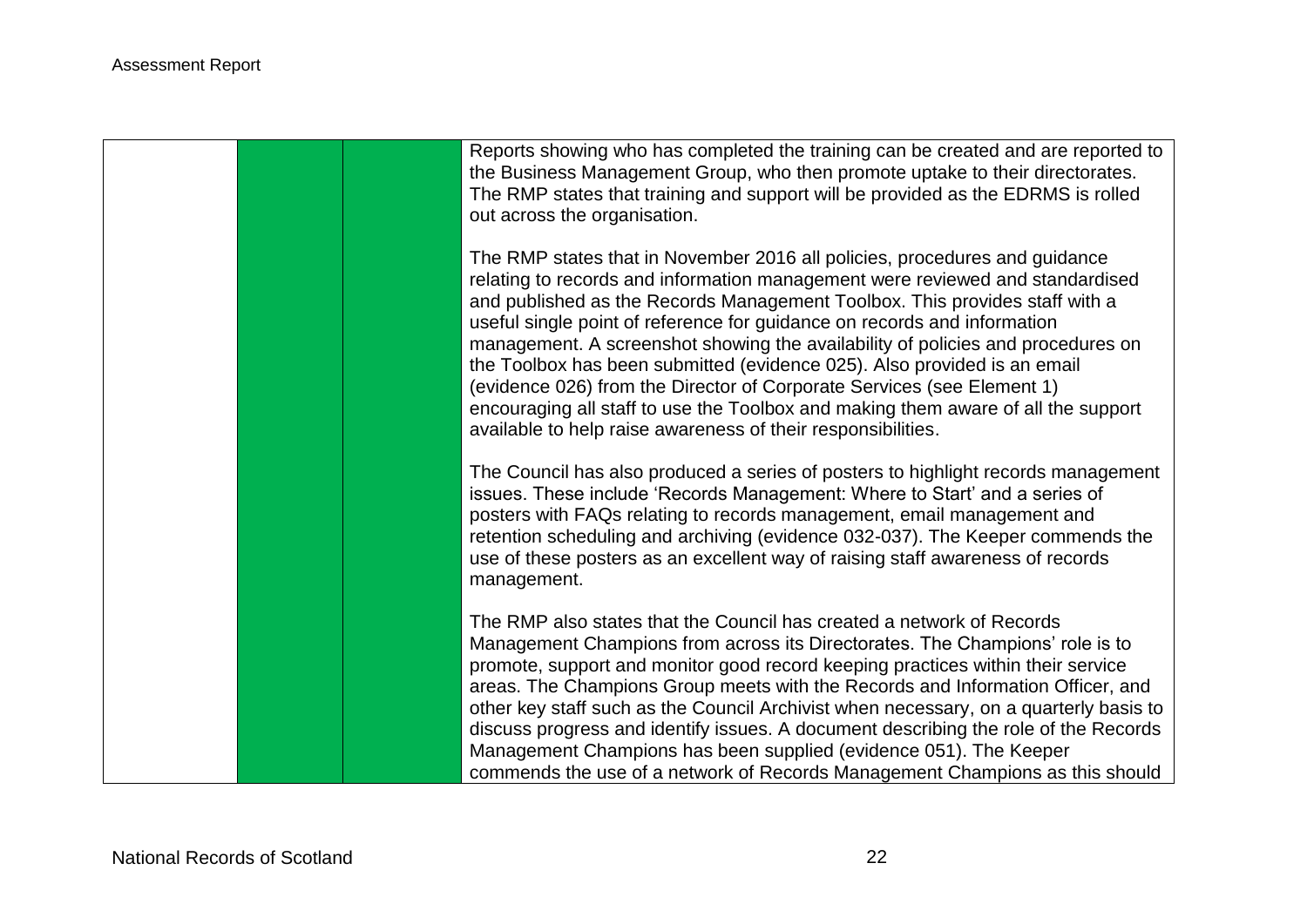| | | | |
|---|---|---|---|
| | | | Reports showing who has completed the training can be created and are reported to the Business Management Group, who then promote uptake to their directorates. The RMP states that training and support will be provided as the EDRMS is rolled out across the organisation.<br><br>The RMP states that in November 2016 all policies, procedures and guidance relating to records and information management were reviewed and standardised and published as the Records Management Toolbox. This provides staff with a useful single point of reference for guidance on records and information management. A screenshot showing the availability of policies and procedures on the Toolbox has been submitted (evidence 025). Also provided is an email (evidence 026) from the Director of Corporate Services (see Element 1) encouraging all staff to use the Toolbox and making them aware of all the support available to help raise awareness of their responsibilities.<br><br>The Council has also produced a series of posters to highlight records management issues. These include 'Records Management: Where to Start' and a series of posters with FAQs relating to records management, email management and retention scheduling and archiving (evidence 032-037). The Keeper commends the use of these posters as an excellent way of raising staff awareness of records management.<br><br>The RMP also states that the Council has created a network of Records Management Champions from across its Directorates. The Champions' role is to promote, support and monitor good record keeping practices within their service areas. The Champions Group meets with the Records and Information Officer, and other key staff such as the Council Archivist when necessary, on a quarterly basis to discuss progress and identify issues. A document describing the role of the Records Management Champions has been supplied (evidence 051). The Keeper commends the use of a network of Records Management Champions as this should |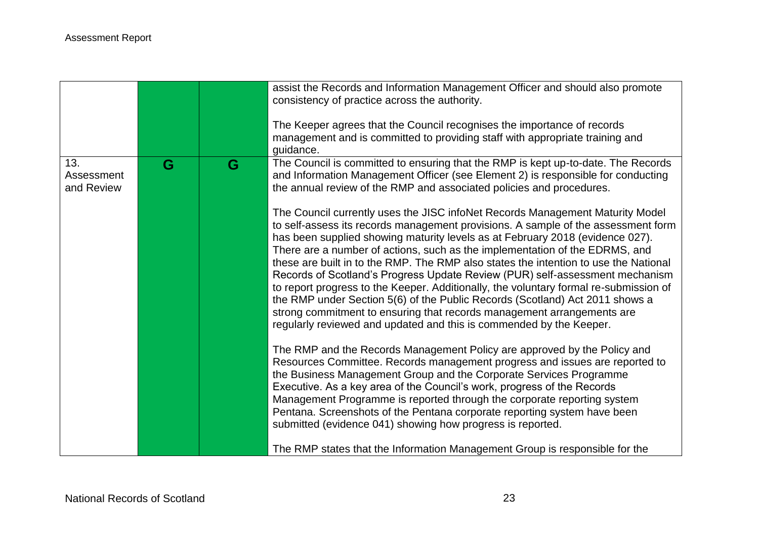| | | | |
|---|---|---|---|
| | | | assist the Records and Information Management Officer and should also promote consistency of practice across the authority.<br><br>The Keeper agrees that the Council recognises the importance of records management and is committed to providing staff with appropriate training and guidance. |
| 13. Assessment and Review | G | G | The Council is committed to ensuring that the RMP is kept up-to-date. The Records and Information Management Officer (see Element 2) is responsible for conducting the annual review of the RMP and associated policies and procedures.<br><br>The Council currently uses the JISC infoNet Records Management Maturity Model to self-assess its records management provisions. A sample of the assessment form has been supplied showing maturity levels as at February 2018 (evidence 027). There are a number of actions, such as the implementation of the EDRMS, and these are built in to the RMP. The RMP also states the intention to use the National Records of Scotland's Progress Update Review (PUR) self-assessment mechanism to report progress to the Keeper. Additionally, the voluntary formal re-submission of the RMP under Section 5(6) of the Public Records (Scotland) Act 2011 shows a strong commitment to ensuring that records management arrangements are regularly reviewed and updated and this is commended by the Keeper.<br><br>The RMP and the Records Management Policy are approved by the Policy and Resources Committee. Records management progress and issues are reported to the Business Management Group and the Corporate Services Programme Executive. As a key area of the Council's work, progress of the Records Management Programme is reported through the corporate reporting system Pentana. Screenshots of the Pentana corporate reporting system have been submitted (evidence 041) showing how progress is reported.<br><br>The RMP states that the Information Management Group is responsible for the |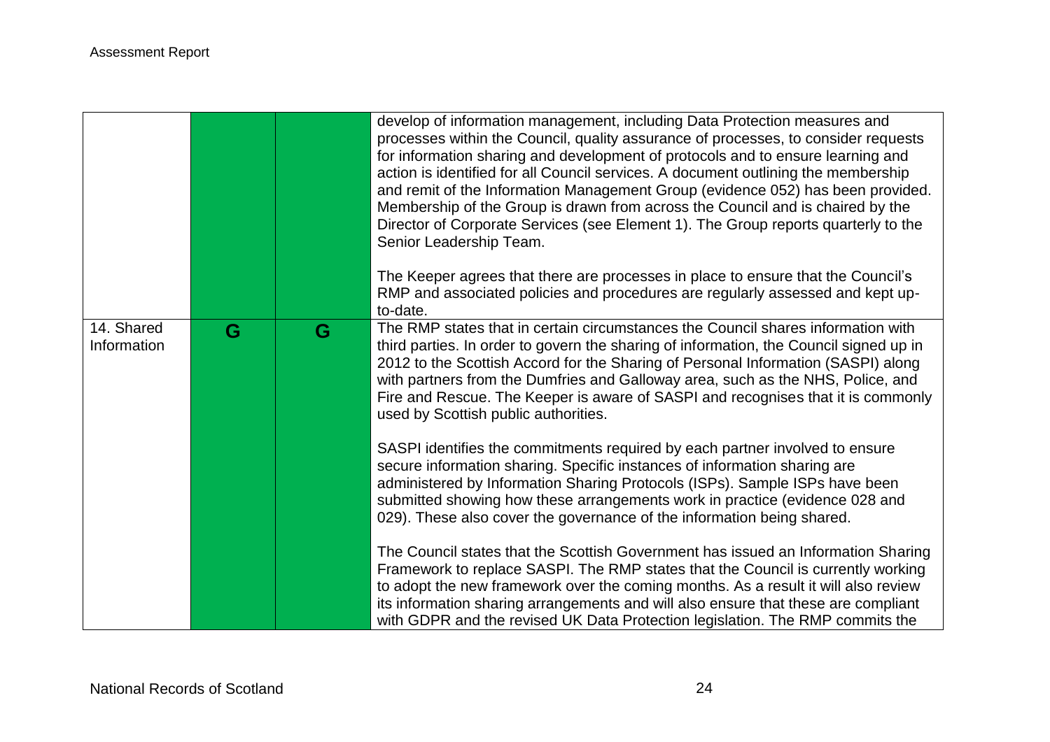| | | | |
|---|---|---|---|
| | | | develop of information management, including Data Protection measures and processes within the Council, quality assurance of processes, to consider requests for information sharing and development of protocols and to ensure learning and action is identified for all Council services. A document outlining the membership and remit of the Information Management Group (evidence 052) has been provided. Membership of the Group is drawn from across the Council and is chaired by the Director of Corporate Services (see Element 1). The Group reports quarterly to the Senior Leadership Team.<br><br>The Keeper agrees that there are processes in place to ensure that the Council's RMP and associated policies and procedures are regularly assessed and kept up-to-date. |
| 14. Shared Information | G | G | The RMP states that in certain circumstances the Council shares information with third parties. In order to govern the sharing of information, the Council signed up in 2012 to the Scottish Accord for the Sharing of Personal Information (SASPI) along with partners from the Dumfries and Galloway area, such as the NHS, Police, and Fire and Rescue. The Keeper is aware of SASPI and recognises that it is commonly used by Scottish public authorities.<br><br>SASPI identifies the commitments required by each partner involved to ensure secure information sharing. Specific instances of information sharing are administered by Information Sharing Protocols (ISPs). Sample ISPs have been submitted showing how these arrangements work in practice (evidence 028 and 029). These also cover the governance of the information being shared.<br><br>The Council states that the Scottish Government has issued an Information Sharing Framework to replace SASPI. The RMP states that the Council is currently working to adopt the new framework over the coming months. As a result it will also review its information sharing arrangements and will also ensure that these are compliant with GDPR and the revised UK Data Protection legislation. The RMP commits the |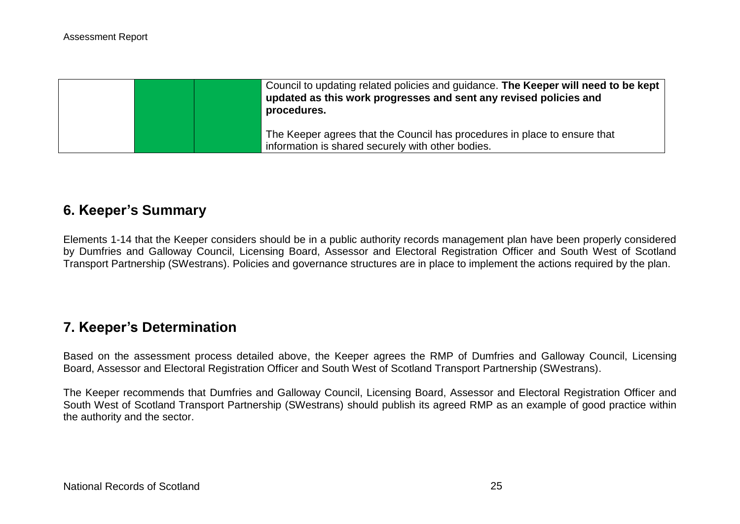|  |  |  | Council to updating related policies and guidance. **The Keeper will need to be kept updated as this work progresses and sent any revised policies and procedures.**<br><br>The Keeper agrees that the Council has procedures in place to ensure that information is shared securely with other bodies. |
|---|---|---|---|

## 6. Keeper's Summary

Elements 1-14 that the Keeper considers should be in a public authority records management plan have been properly considered by Dumfries and Galloway Council, Licensing Board, Assessor and Electoral Registration Officer and South West of Scotland Transport Partnership (SWestrans). Policies and governance structures are in place to implement the actions required by the plan.

## 7. Keeper's Determination

Based on the assessment process detailed above, the Keeper agrees the RMP of Dumfries and Galloway Council, Licensing Board, Assessor and Electoral Registration Officer and South West of Scotland Transport Partnership (SWestrans).

The Keeper recommends that Dumfries and Galloway Council, Licensing Board, Assessor and Electoral Registration Officer and South West of Scotland Transport Partnership (SWestrans) should publish its agreed RMP as an example of good practice within the authority and the sector.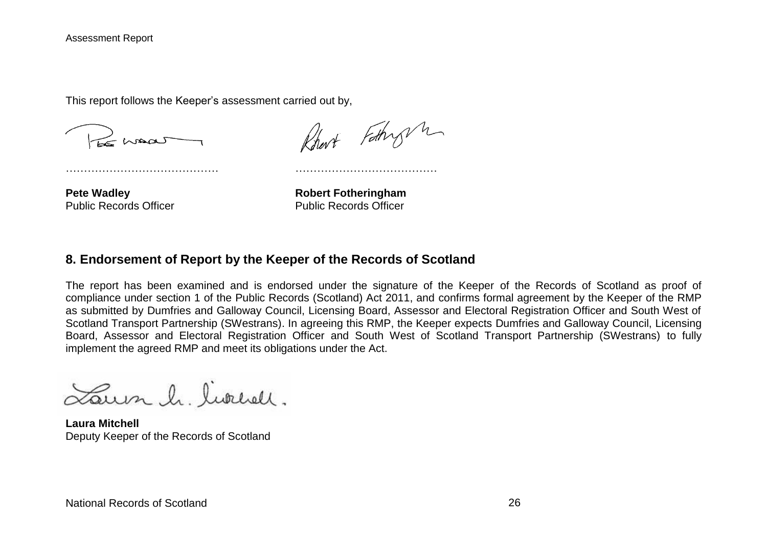This report follows the Keeper's assessment carried out by,

…………………………………… …………………………………

**Pete Wadley** **Robert Fotheringham**
Public Records Officer Public Records Officer

## 8. Endorsement of Report by the Keeper of the Records of Scotland

The report has been examined and is endorsed under the signature of the Keeper of the Records of Scotland as proof of compliance under section 1 of the Public Records (Scotland) Act 2011, and confirms formal agreement by the Keeper of the RMP as submitted by Dumfries and Galloway Council, Licensing Board, Assessor and Electoral Registration Officer and South West of Scotland Transport Partnership (SWestrans). In agreeing this RMP, the Keeper expects Dumfries and Galloway Council, Licensing Board, Assessor and Electoral Registration Officer and South West of Scotland Transport Partnership (SWestrans) to fully implement the agreed RMP and meet its obligations under the Act.

**Laura Mitchell**
Deputy Keeper of the Records of Scotland